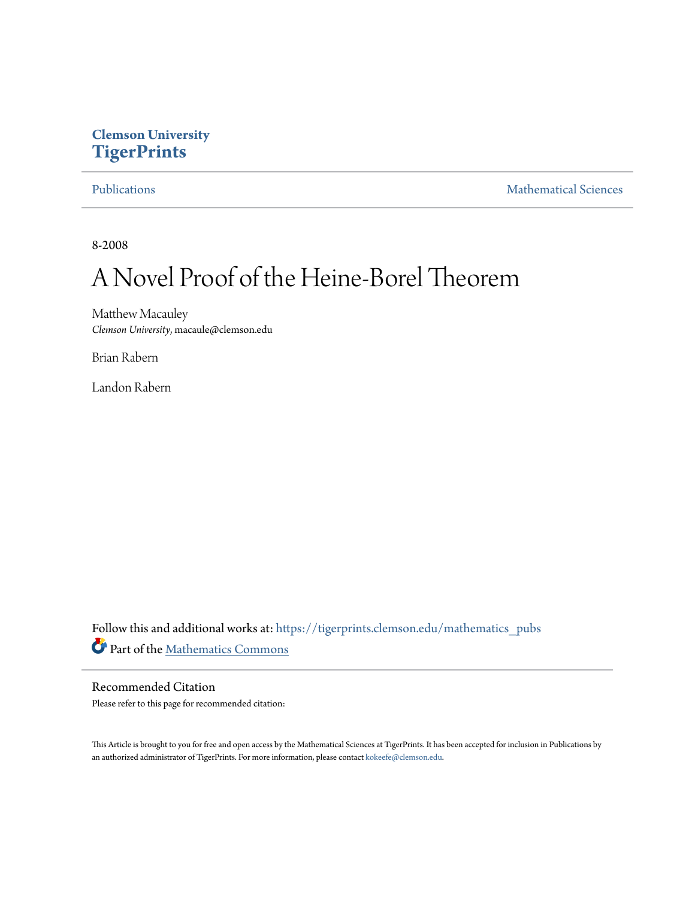Clemson University

**TigerPrints**

Publications | Mathematical Sciences

8-2008

# A Novel Proof of the Heine-Borel Theorem

Matthew Macauley

*Clemson University*, macaule@clemson.edu

Brian Rabern

Landon Rabern

Follow this and additional works at: https://tigerprints.clemson.edu/mathematics_pubs

Part of the Mathematics Commons

## Recommended Citation

Please refer to this page for recommended citation:

This Article is brought to you for free and open access by the Mathematical Sciences at TigerPrints. It has been accepted for inclusion in Publications by an authorized administrator of TigerPrints. For more information, please contact kokeefe@clemson.edu.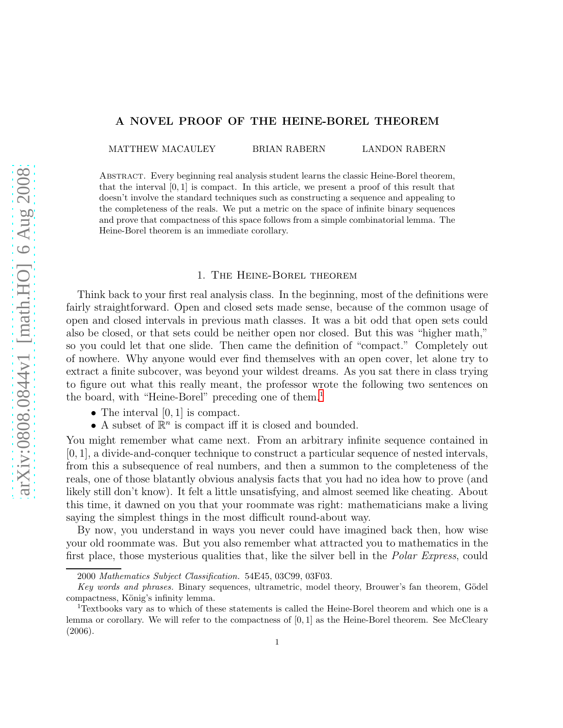# A NOVEL PROOF OF THE HEINE-BOREL THEOREM

MATTHEW MACAULEY BRIAN RABERN LANDON RABERN

Abstract. Every beginning real analysis student learns the classic Heine-Borel theorem, that the interval $[0, 1]$ is compact. In this article, we present a proof of this result that doesn't involve the standard techniques such as constructing a sequence and appealing to the completeness of the reals. We put a metric on the space of infinite binary sequences and prove that compactness of this space follows from a simple combinatorial lemma. The Heine-Borel theorem is an immediate corollary.

## 1. The Heine-Borel theorem

Think back to your first real analysis class. In the beginning, most of the definitions were fairly straightforward. Open and closed sets made sense, because of the common usage of open and closed intervals in previous math classes. It was a bit odd that open sets could also be closed, or that sets could be neither open nor closed. But this was "higher math," so you could let that one slide. Then came the definition of "compact." Completely out of nowhere. Why anyone would ever find themselves with an open cover, let alone try to extract a finite subcover, was beyond your wildest dreams. As you sat there in class trying to figure out what this really meant, the professor wrote the following two sentences on the board, with "Heine-Borel" preceding one of them.[1]

- The interval $[0, 1]$ is compact.
- A subset of $\mathbb{R}^n$ is compact iff it is closed and bounded.

You might remember what came next. From an arbitrary infinite sequence contained in $[0, 1]$, a divide-and-conquer technique to construct a particular sequence of nested intervals, from this a subsequence of real numbers, and then a summon to the completeness of the reals, one of those blatantly obvious analysis facts that you had no idea how to prove (and likely still don't know). It felt a little unsatisfying, and almost seemed like cheating. About this time, it dawned on you that your roommate was right: mathematicians make a living saying the simplest things in the most difficult round-about way.

By now, you understand in ways you never could have imagined back then, how wise your old roommate was. But you also remember what attracted you to mathematics in the first place, those mysterious qualities that, like the silver bell in the *Polar Express*, could

2000 *Mathematics Subject Classification.* 54E45, 03C99, 03F03.

*Key words and phrases.* Binary sequences, ultrametric, model theory, Brouwer's fan theorem, Gödel compactness, König's infinity lemma.

[1] Textbooks vary as to which of these statements is called the Heine-Borel theorem and which one is a lemma or corollary. We will refer to the compactness of $[0, 1]$ as the Heine-Borel theorem. See McCleary (2006).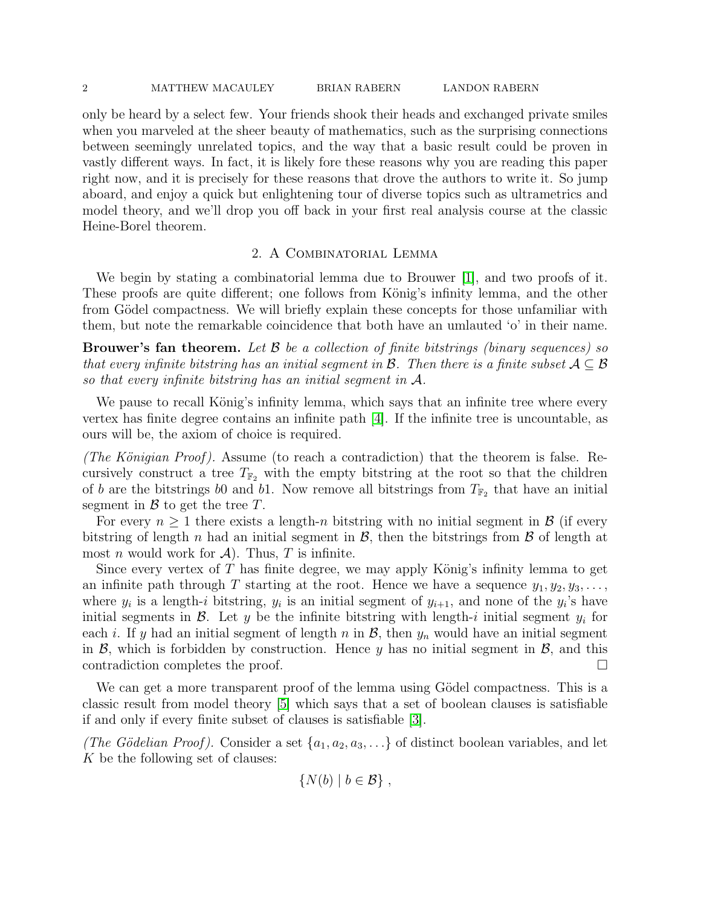only be heard by a select few. Your friends shook their heads and exchanged private smiles when you marveled at the sheer beauty of mathematics, such as the surprising connections between seemingly unrelated topics, and the way that a basic result could be proven in vastly different ways. In fact, it is likely fore these reasons why you are reading this paper right now, and it is precisely for these reasons that drove the authors to write it. So jump aboard, and enjoy a quick but enlightening tour of diverse topics such as ultrametrics and model theory, and we'll drop you off back in your first real analysis course at the classic Heine-Borel theorem.

## 2. A Combinatorial Lemma

We begin by stating a combinatorial lemma due to Brouwer [1], and two proofs of it. These proofs are quite different; one follows from König's infinity lemma, and the other from Gödel compactness. We will briefly explain these concepts for those unfamiliar with them, but note the remarkable coincidence that both have an umlauted 'o' in their name.

**Brouwer's fan theorem.** *Let $\mathcal{B}$ be a collection of finite bitstrings (binary sequences) so that every infinite bitstring has an initial segment in $\mathcal{B}$. Then there is a finite subset $\mathcal{A} \subseteq \mathcal{B}$ so that every infinite bitstring has an initial segment in $\mathcal{A}$.*

We pause to recall König's infinity lemma, which says that an infinite tree where every vertex has finite degree contains an infinite path [4]. If the infinite tree is uncountable, as ours will be, the axiom of choice is required.

*(The Königian Proof).* Assume (to reach a contradiction) that the theorem is false. Recursively construct a tree $T_{\mathbb{F}_2}$ with the empty bitstring at the root so that the children of $b$ are the bitstrings $b0$ and $b1$. Now remove all bitstrings from $T_{\mathbb{F}_2}$ that have an initial segment in $\mathcal{B}$ to get the tree $T$.

For every $n \geq 1$ there exists a length-$n$ bitstring with no initial segment in $\mathcal{B}$ (if every bitstring of length $n$ had an initial segment in $\mathcal{B}$, then the bitstrings from $\mathcal{B}$ of length at most $n$ would work for $\mathcal{A}$). Thus, $T$ is infinite.

Since every vertex of $T$ has finite degree, we may apply König's infinity lemma to get an infinite path through $T$ starting at the root. Hence we have a sequence $y_1, y_2, y_3, \ldots$, where $y_i$ is a length-$i$ bitstring, $y_i$ is an initial segment of $y_{i+1}$, and none of the $y_i$'s have initial segments in $\mathcal{B}$. Let $y$ be the infinite bitstring with length-$i$ initial segment $y_i$ for each $i$. If $y$ had an initial segment of length $n$ in $\mathcal{B}$, then $y_n$ would have an initial segment in $\mathcal{B}$, which is forbidden by construction. Hence $y$ has no initial segment in $\mathcal{B}$, and this contradiction completes the proof. □

We can get a more transparent proof of the lemma using Gödel compactness. This is a classic result from model theory [5] which says that a set of boolean clauses is satisfiable if and only if every finite subset of clauses is satisfiable [3].

*(The Gödelian Proof).* Consider a set $\{a_1, a_2, a_3, \ldots\}$ of distinct boolean variables, and let $K$ be the following set of clauses:

$$\{N(b) \mid b \in \mathcal{B}\},$$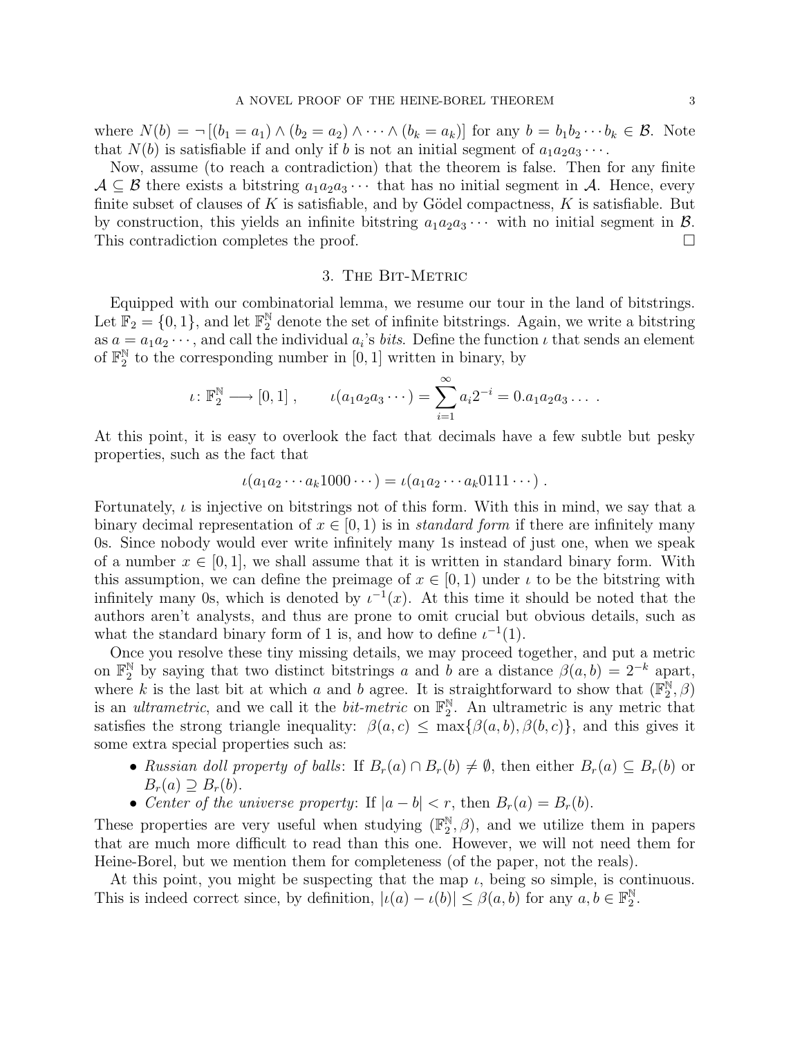where $N(b) = \neg [(b_1 = a_1) \wedge (b_2 = a_2) \wedge \cdots \wedge (b_k = a_k)]$ for any $b = b_1 b_2 \cdots b_k \in \mathcal{B}$. Note that $N(b)$ is satisfiable if and only if $b$ is not an initial segment of $a_1 a_2 a_3 \cdots$.

Now, assume (to reach a contradiction) that the theorem is false. Then for any finite $\mathcal{A} \subseteq \mathcal{B}$ there exists a bitstring $a_1 a_2 a_3 \cdots$ that has no initial segment in $\mathcal{A}$. Hence, every finite subset of clauses of $K$ is satisfiable, and by Gödel compactness, $K$ is satisfiable. But by construction, this yields an infinite bitstring $a_1 a_2 a_3 \cdots$ with no initial segment in $\mathcal{B}$. This contradiction completes the proof. $\square$

## 3. The Bit-Metric

Equipped with our combinatorial lemma, we resume our tour in the land of bitstrings. Let $\mathbb{F}_2 = \{0, 1\}$, and let $\mathbb{F}_2^{\mathbb{N}}$ denote the set of infinite bitstrings. Again, we write a bitstring as $a = a_1 a_2 \cdots$, and call the individual $a_i$'s *bits*. Define the function $\iota$ that sends an element of $\mathbb{F}_2^{\mathbb{N}}$ to the corresponding number in $[0, 1]$ written in binary, by

$$\iota \colon \mathbb{F}_2^{\mathbb{N}} \longrightarrow [0,1] \, , \qquad \iota(a_1 a_2 a_3 \cdots) = \sum_{i=1}^{\infty} a_i 2^{-i} = 0.a_1 a_2 a_3 \ldots \ .$$

At this point, it is easy to overlook the fact that decimals have a few subtle but pesky properties, such as the fact that

$$\iota(a_1 a_2 \cdots a_k 1000 \cdots) = \iota(a_1 a_2 \cdots a_k 0111 \cdots) \ .$$

Fortunately, $\iota$ is injective on bitstrings not of this form. With this in mind, we say that a binary decimal representation of $x \in [0, 1)$ is in *standard form* if there are infinitely many 0s. Since nobody would ever write infinitely many 1s instead of just one, when we speak of a number $x \in [0, 1]$, we shall assume that it is written in standard binary form. With this assumption, we can define the preimage of $x \in [0, 1)$ under $\iota$ to be the bitstring with infinitely many 0s, which is denoted by $\iota^{-1}(x)$. At this time it should be noted that the authors aren't analysts, and thus are prone to omit crucial but obvious details, such as what the standard binary form of 1 is, and how to define $\iota^{-1}(1)$.

Once you resolve these tiny missing details, we may proceed together, and put a metric on $\mathbb{F}_2^{\mathbb{N}}$ by saying that two distinct bitstrings $a$ and $b$ are a distance $\beta(a, b) = 2^{-k}$ apart, where $k$ is the last bit at which $a$ and $b$ agree. It is straightforward to show that $(\mathbb{F}_2^{\mathbb{N}}, \beta)$ is an *ultrametric*, and we call it the *bit-metric* on $\mathbb{F}_2^{\mathbb{N}}$. An ultrametric is any metric that satisfies the strong triangle inequality: $\beta(a, c) \leq \max\{\beta(a, b), \beta(b, c)\}$, and this gives it some extra special properties such as:

- *Russian doll property of balls*: If $B_r(a) \cap B_r(b) \neq \emptyset$, then either $B_r(a) \subseteq B_r(b)$ or $B_r(a) \supseteq B_r(b)$.
- *Center of the universe property*: If $|a - b| < r$, then $B_r(a) = B_r(b)$.

These properties are very useful when studying $(\mathbb{F}_2^{\mathbb{N}}, \beta)$, and we utilize them in papers that are much more difficult to read than this one. However, we will not need them for Heine-Borel, but we mention them for completeness (of the paper, not the reals).

At this point, you might be suspecting that the map $\iota$, being so simple, is continuous. This is indeed correct since, by definition, $|\iota(a) - \iota(b)| \leq \beta(a, b)$ for any $a, b \in \mathbb{F}_2^{\mathbb{N}}$.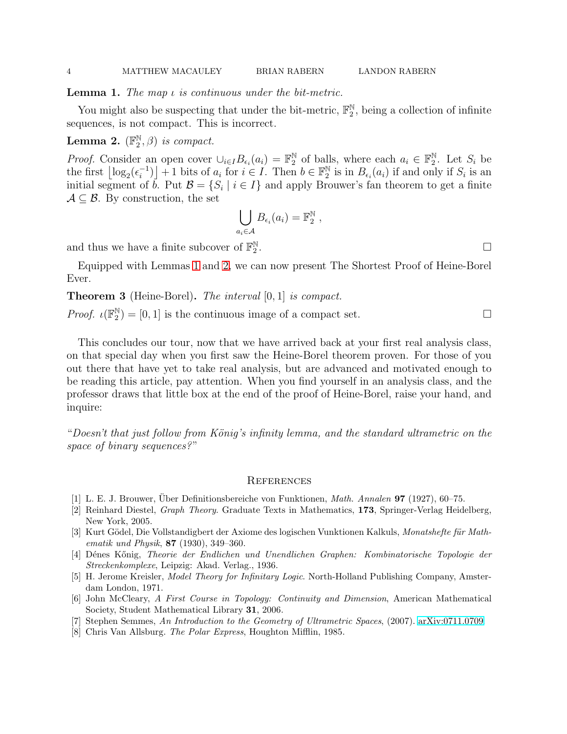**Lemma 1.** *The map $\iota$ is continuous under the bit-metric.*

You might also be suspecting that under the bit-metric, $\mathbb{F}_2^{\mathbb{N}}$, being a collection of infinite sequences, is not compact. This is incorrect.

**Lemma 2.** *$(\mathbb{F}_2^{\mathbb{N}}, \beta)$ is compact.*

*Proof.* Consider an open cover $\cup_{i \in I} B_{\epsilon_i}(a_i) = \mathbb{F}_2^{\mathbb{N}}$ of balls, where each $a_i \in \mathbb{F}_2^{\mathbb{N}}$. Let $S_i$ be the first $\lfloor \log_2(\epsilon_i^{-1}) \rfloor + 1$ bits of $a_i$ for $i \in I$. Then $b \in \mathbb{F}_2^{\mathbb{N}}$ is in $B_{\epsilon_i}(a_i)$ if and only if $S_i$ is an initial segment of $b$. Put $\mathcal{B} = \{S_i \mid i \in I\}$ and apply Brouwer's fan theorem to get a finite $\mathcal{A} \subseteq \mathcal{B}$. By construction, the set

$$\bigcup_{a_i \in \mathcal{A}} B_{\epsilon_i}(a_i) = \mathbb{F}_2^{\mathbb{N}} ,$$

and thus we have a finite subcover of $\mathbb{F}_2^{\mathbb{N}}$. $\square$

Equipped with Lemmas 1 and 2, we can now present The Shortest Proof of Heine-Borel Ever.

**Theorem 3** (Heine-Borel)**.** *The interval $[0, 1]$ is compact.*

*Proof.* $\iota(\mathbb{F}_2^{\mathbb{N}}) = [0, 1]$ is the continuous image of a compact set. $\square$

This concludes our tour, now that we have arrived back at your first real analysis class, on that special day when you first saw the Heine-Borel theorem proven. For those of you out there that have yet to take real analysis, but are advanced and motivated enough to be reading this article, pay attention. When you find yourself in an analysis class, and the professor draws that little box at the end of the proof of Heine-Borel, raise your hand, and inquire:

"*Doesn't that just follow from König's infinity lemma, and the standard ultrametric on the space of binary sequences?*"

## References

[1] L. E. J. Brouwer, Über Definitionsbereiche von Funktionen, *Math. Annalen* **97** (1927), 60–75.

[2] Reinhard Diestel, *Graph Theory*. Graduate Texts in Mathematics, **173**, Springer-Verlag Heidelberg, New York, 2005.

[3] Kurt Gödel, Die Vollstandigbert der Axiome des logischen Vunktionen Kalkuls, *Monatshefte für Mathematik und Physik*, **87** (1930), 349–360.

[4] Dénes Kőnig, *Theorie der Endlichen und Unendlichen Graphen: Kombinatorische Topologie der Streckenkomplexe*, Leipzig: Akad. Verlag., 1936.

[5] H. Jerome Kreisler, *Model Theory for Infinitary Logic*. North-Holland Publishing Company, Amsterdam London, 1971.

[6] John McCleary, *A First Course in Topology: Continuity and Dimension*, American Mathematical Society, Student Mathematical Library **31**, 2006.

[7] Stephen Semmes, *An Introduction to the Geometry of Ultrametric Spaces*, (2007). arXiv:0711.0709

[8] Chris Van Allsburg. *The Polar Express*, Houghton Mifflin, 1985.